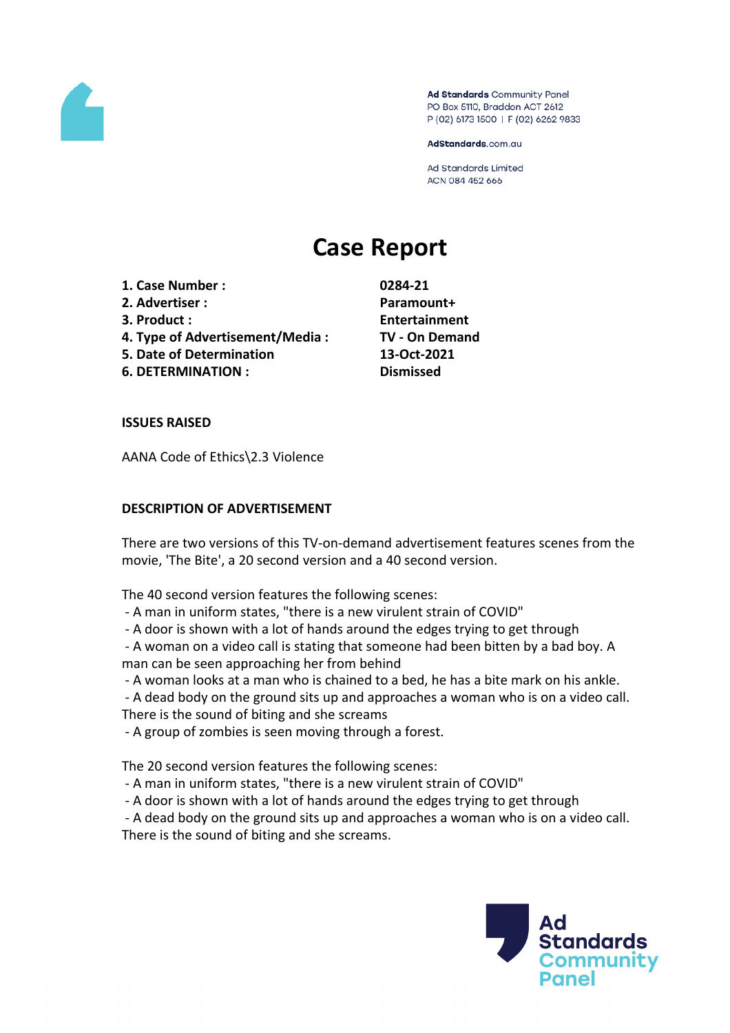Ad Standards Community Panel
PO Box 5110, Braddon ACT 2612
P (02) 6173 1500 | F (02) 6262 9833

AdStandards.com.au

Ad Standards Limited
ACN 084 452 666

# Case Report

| | |
|---|---|
| **1. Case Number :** | **0284-21** |
| **2. Advertiser :** | **Paramount+** |
| **3. Product :** | **Entertainment** |
| **4. Type of Advertisement/Media :** | **TV - On Demand** |
| **5. Date of Determination** | **13-Oct-2021** |
| **6. DETERMINATION :** | **Dismissed** |

**ISSUES RAISED**

AANA Code of Ethics\2.3 Violence

**DESCRIPTION OF ADVERTISEMENT**

There are two versions of this TV-on-demand advertisement features scenes from the movie, 'The Bite', a 20 second version and a 40 second version.

The 40 second version features the following scenes:

- A man in uniform states, "there is a new virulent strain of COVID"
- A door is shown with a lot of hands around the edges trying to get through
- A woman on a video call is stating that someone had been bitten by a bad boy. A man can be seen approaching her from behind
- A woman looks at a man who is chained to a bed, he has a bite mark on his ankle.
- A dead body on the ground sits up and approaches a woman who is on a video call. There is the sound of biting and she screams
- A group of zombies is seen moving through a forest.

The 20 second version features the following scenes:

- A man in uniform states, "there is a new virulent strain of COVID"
- A door is shown with a lot of hands around the edges trying to get through
- A dead body on the ground sits up and approaches a woman who is on a video call. There is the sound of biting and she screams.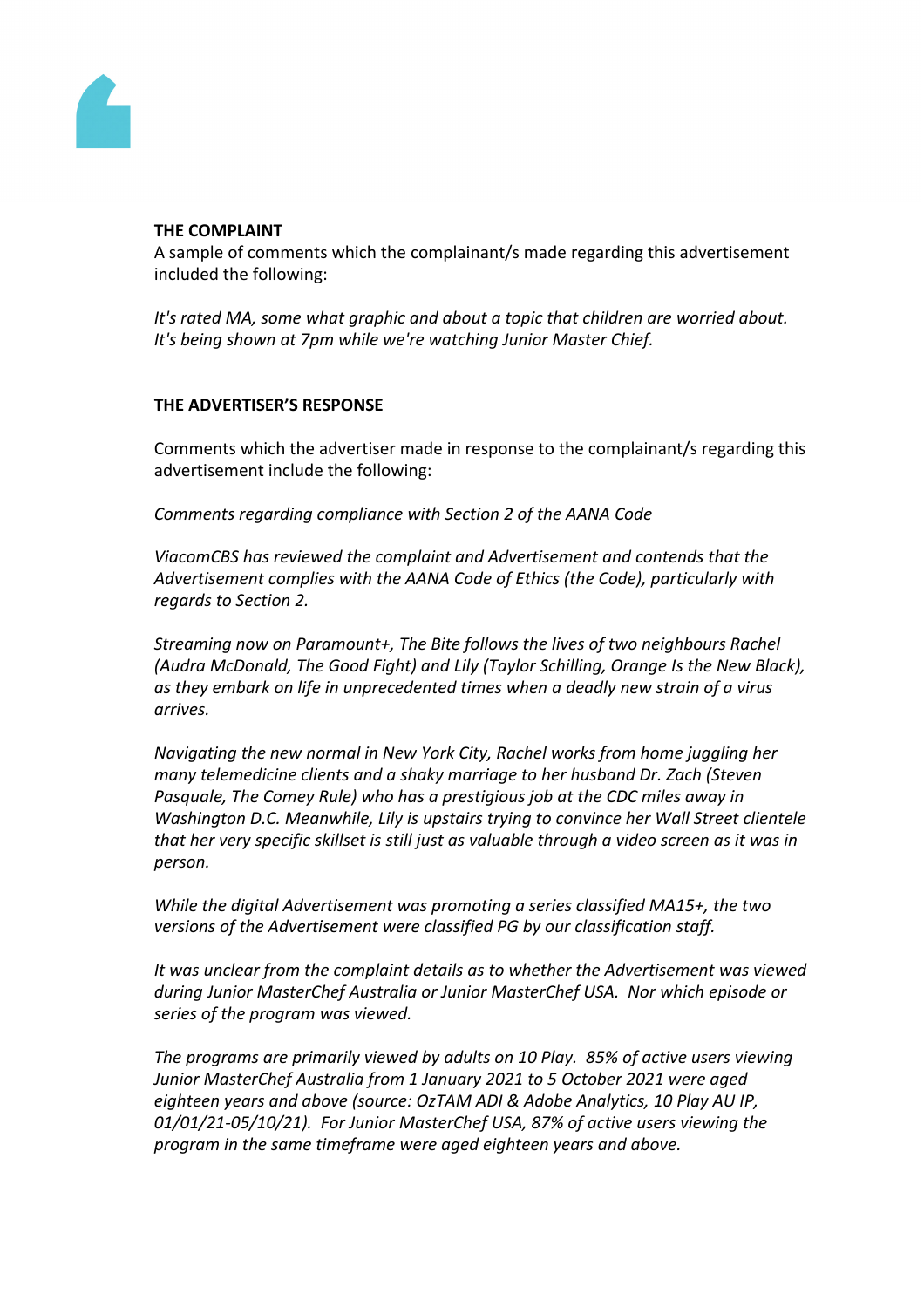**THE COMPLAINT**

A sample of comments which the complainant/s made regarding this advertisement included the following:

*It's rated MA, some what graphic and about a topic that children are worried about. It's being shown at 7pm while we're watching Junior Master Chief.*

**THE ADVERTISER'S RESPONSE**

Comments which the advertiser made in response to the complainant/s regarding this advertisement include the following:

*Comments regarding compliance with Section 2 of the AANA Code*

*ViacomCBS has reviewed the complaint and Advertisement and contends that the Advertisement complies with the AANA Code of Ethics (the Code), particularly with regards to Section 2.*

*Streaming now on Paramount+, The Bite follows the lives of two neighbours Rachel (Audra McDonald, The Good Fight) and Lily (Taylor Schilling, Orange Is the New Black), as they embark on life in unprecedented times when a deadly new strain of a virus arrives.*

*Navigating the new normal in New York City, Rachel works from home juggling her many telemedicine clients and a shaky marriage to her husband Dr. Zach (Steven Pasquale, The Comey Rule) who has a prestigious job at the CDC miles away in Washington D.C. Meanwhile, Lily is upstairs trying to convince her Wall Street clientele that her very specific skillset is still just as valuable through a video screen as it was in person.*

*While the digital Advertisement was promoting a series classified MA15+, the two versions of the Advertisement were classified PG by our classification staff.*

*It was unclear from the complaint details as to whether the Advertisement was viewed during Junior MasterChef Australia or Junior MasterChef USA. Nor which episode or series of the program was viewed.*

*The programs are primarily viewed by adults on 10 Play. 85% of active users viewing Junior MasterChef Australia from 1 January 2021 to 5 October 2021 were aged eighteen years and above (source: OzTAM ADI & Adobe Analytics, 10 Play AU IP, 01/01/21-05/10/21). For Junior MasterChef USA, 87% of active users viewing the program in the same timeframe were aged eighteen years and above.*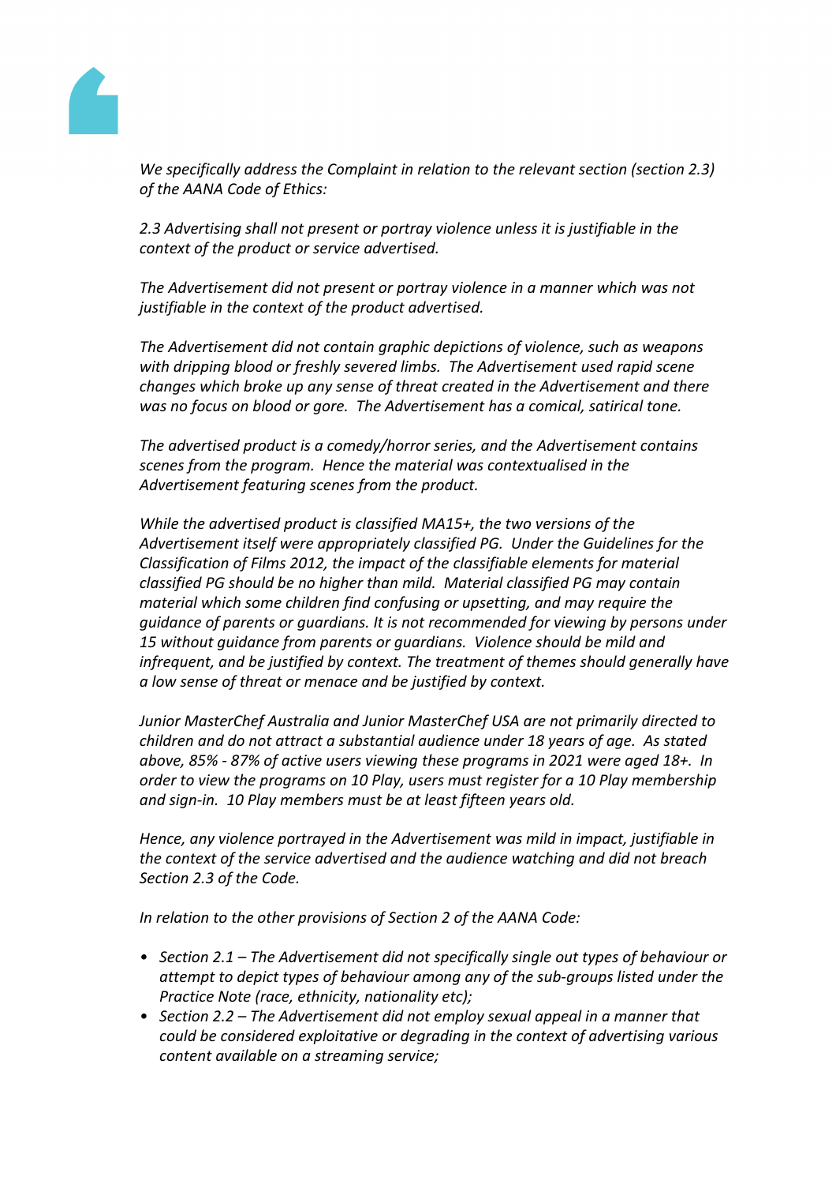*We specifically address the Complaint in relation to the relevant section (section 2.3) of the AANA Code of Ethics:*

*2.3 Advertising shall not present or portray violence unless it is justifiable in the context of the product or service advertised.*

*The Advertisement did not present or portray violence in a manner which was not justifiable in the context of the product advertised.*

*The Advertisement did not contain graphic depictions of violence, such as weapons with dripping blood or freshly severed limbs. The Advertisement used rapid scene changes which broke up any sense of threat created in the Advertisement and there was no focus on blood or gore. The Advertisement has a comical, satirical tone.*

*The advertised product is a comedy/horror series, and the Advertisement contains scenes from the program. Hence the material was contextualised in the Advertisement featuring scenes from the product.*

*While the advertised product is classified MA15+, the two versions of the Advertisement itself were appropriately classified PG. Under the Guidelines for the Classification of Films 2012, the impact of the classifiable elements for material classified PG should be no higher than mild. Material classified PG may contain material which some children find confusing or upsetting, and may require the guidance of parents or guardians. It is not recommended for viewing by persons under 15 without guidance from parents or guardians. Violence should be mild and infrequent, and be justified by context. The treatment of themes should generally have a low sense of threat or menace and be justified by context.*

*Junior MasterChef Australia and Junior MasterChef USA are not primarily directed to children and do not attract a substantial audience under 18 years of age. As stated above, 85% - 87% of active users viewing these programs in 2021 were aged 18+. In order to view the programs on 10 Play, users must register for a 10 Play membership and sign-in. 10 Play members must be at least fifteen years old.*

*Hence, any violence portrayed in the Advertisement was mild in impact, justifiable in the context of the service advertised and the audience watching and did not breach Section 2.3 of the Code.*

*In relation to the other provisions of Section 2 of the AANA Code:*

- *Section 2.1 – The Advertisement did not specifically single out types of behaviour or attempt to depict types of behaviour among any of the sub-groups listed under the Practice Note (race, ethnicity, nationality etc);*
- *Section 2.2 – The Advertisement did not employ sexual appeal in a manner that could be considered exploitative or degrading in the context of advertising various content available on a streaming service;*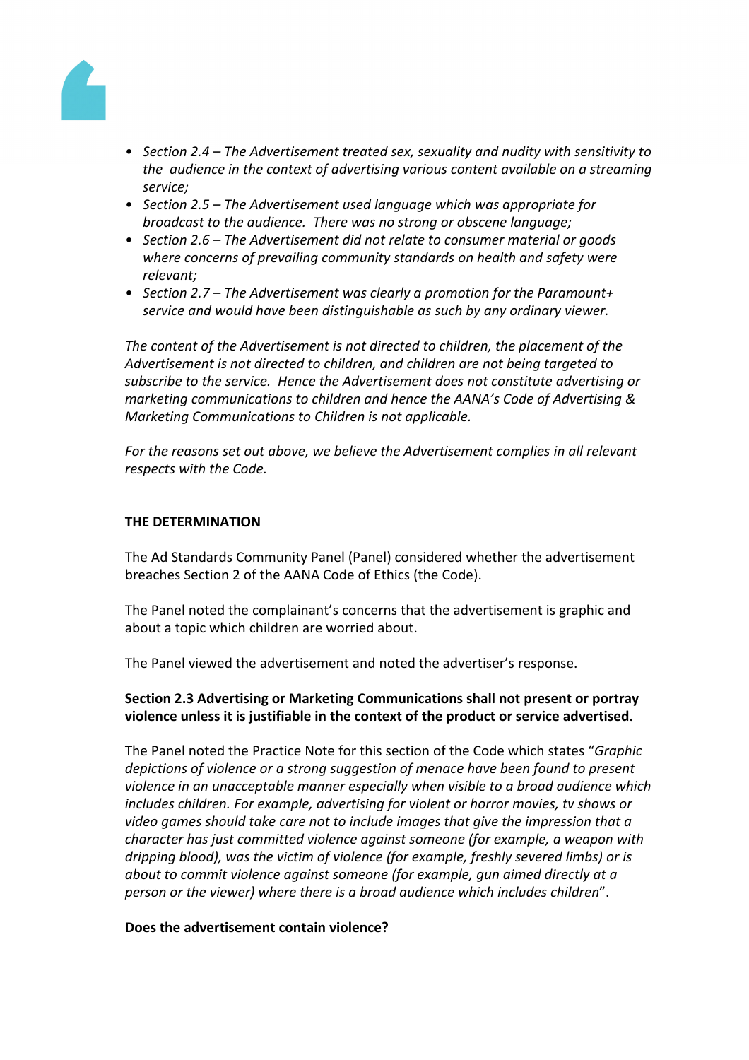- *Section 2.4 – The Advertisement treated sex, sexuality and nudity with sensitivity to the audience in the context of advertising various content available on a streaming service;*
- *Section 2.5 – The Advertisement used language which was appropriate for broadcast to the audience. There was no strong or obscene language;*
- *Section 2.6 – The Advertisement did not relate to consumer material or goods where concerns of prevailing community standards on health and safety were relevant;*
- *Section 2.7 – The Advertisement was clearly a promotion for the Paramount+ service and would have been distinguishable as such by any ordinary viewer.*

*The content of the Advertisement is not directed to children, the placement of the Advertisement is not directed to children, and children are not being targeted to subscribe to the service. Hence the Advertisement does not constitute advertising or marketing communications to children and hence the AANA's Code of Advertising & Marketing Communications to Children is not applicable.*

*For the reasons set out above, we believe the Advertisement complies in all relevant respects with the Code.*

**THE DETERMINATION**

The Ad Standards Community Panel (Panel) considered whether the advertisement breaches Section 2 of the AANA Code of Ethics (the Code).

The Panel noted the complainant's concerns that the advertisement is graphic and about a topic which children are worried about.

The Panel viewed the advertisement and noted the advertiser's response.

**Section 2.3 Advertising or Marketing Communications shall not present or portray violence unless it is justifiable in the context of the product or service advertised.**

The Panel noted the Practice Note for this section of the Code which states "*Graphic depictions of violence or a strong suggestion of menace have been found to present violence in an unacceptable manner especially when visible to a broad audience which includes children. For example, advertising for violent or horror movies, tv shows or video games should take care not to include images that give the impression that a character has just committed violence against someone (for example, a weapon with dripping blood), was the victim of violence (for example, freshly severed limbs) or is about to commit violence against someone (for example, gun aimed directly at a person or the viewer) where there is a broad audience which includes children*".

**Does the advertisement contain violence?**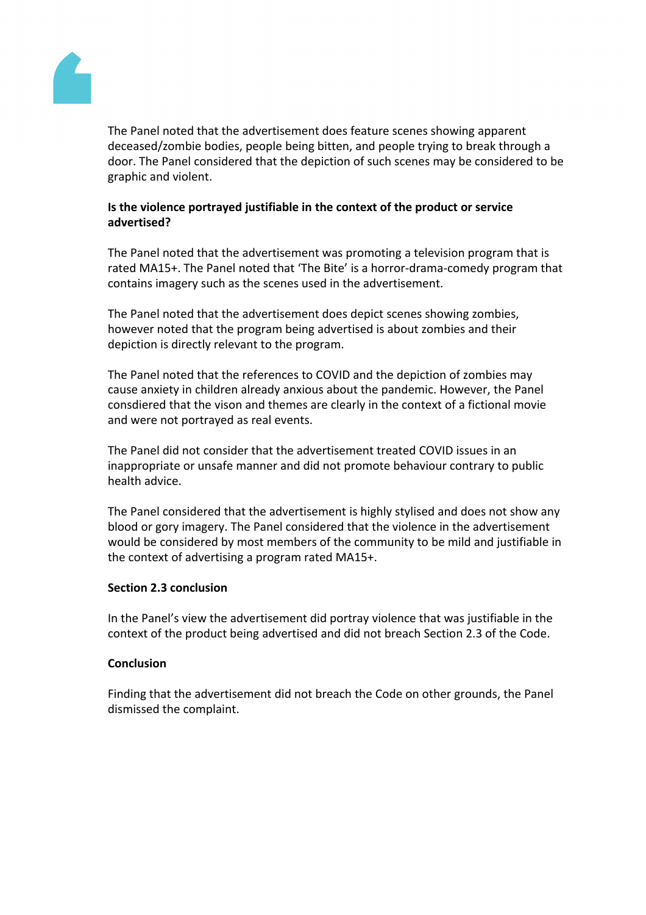The Panel noted that the advertisement does feature scenes showing apparent deceased/zombie bodies, people being bitten, and people trying to break through a door. The Panel considered that the depiction of such scenes may be considered to be graphic and violent.

**Is the violence portrayed justifiable in the context of the product or service advertised?**

The Panel noted that the advertisement was promoting a television program that is rated MA15+. The Panel noted that 'The Bite' is a horror-drama-comedy program that contains imagery such as the scenes used in the advertisement.

The Panel noted that the advertisement does depict scenes showing zombies, however noted that the program being advertised is about zombies and their depiction is directly relevant to the program.

The Panel noted that the references to COVID and the depiction of zombies may cause anxiety in children already anxious about the pandemic. However, the Panel consdiered that the vison and themes are clearly in the context of a fictional movie and were not portrayed as real events.

The Panel did not consider that the advertisement treated COVID issues in an inappropriate or unsafe manner and did not promote behaviour contrary to public health advice.

The Panel considered that the advertisement is highly stylised and does not show any blood or gory imagery. The Panel considered that the violence in the advertisement would be considered by most members of the community to be mild and justifiable in the context of advertising a program rated MA15+.

**Section 2.3 conclusion**

In the Panel's view the advertisement did portray violence that was justifiable in the context of the product being advertised and did not breach Section 2.3 of the Code.

**Conclusion**

Finding that the advertisement did not breach the Code on other grounds, the Panel dismissed the complaint.